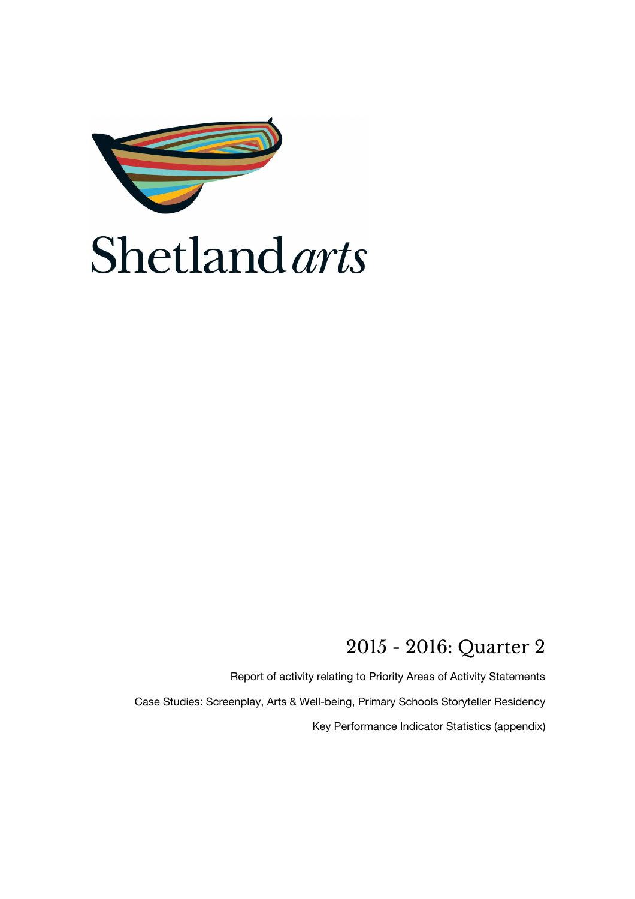# Shetland *arts*

## 2015 - 2016: Quarter 2

Report of activity relating to Priority Areas of Activity Statements

Case Studies: Screenplay, Arts & Well-being, Primary Schools Storyteller Residency

Key Performance Indicator Statistics (appendix)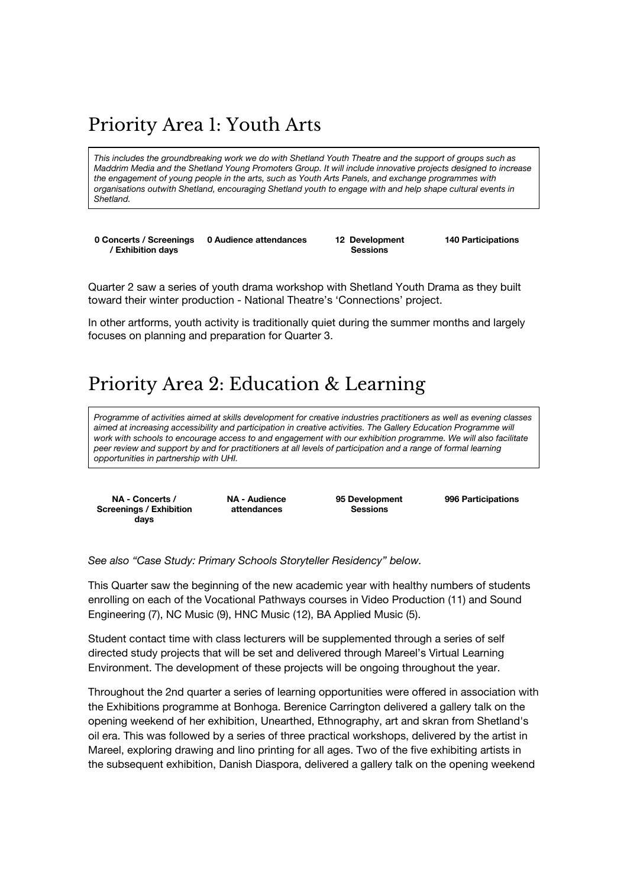# Priority Area 1: Youth Arts

*This includes the groundbreaking work we do with Shetland Youth Theatre and the support of groups such as Maddrim Media and the Shetland Young Promoters Group. It will include innovative projects designed to increase the engagement of young people in the arts, such as Youth Arts Panels, and exchange programmes with organisations outwith Shetland, encouraging Shetland youth to engage with and help shape cultural events in Shetland.*

| **0 Concerts / Screenings / Exhibition days** | **0 Audience attendances** | **12 Development Sessions** | **140 Participations** |
|---|---|---|---|

Quarter 2 saw a series of youth drama workshop with Shetland Youth Drama as they built toward their winter production - National Theatre's 'Connections' project.

In other artforms, youth activity is traditionally quiet during the summer months and largely focuses on planning and preparation for Quarter 3.

# Priority Area 2: Education & Learning

*Programme of activities aimed at skills development for creative industries practitioners as well as evening classes aimed at increasing accessibility and participation in creative activities. The Gallery Education Programme will work with schools to encourage access to and engagement with our exhibition programme. We will also facilitate peer review and support by and for practitioners at all levels of participation and a range of formal learning opportunities in partnership with UHI.*

| **NA - Concerts / Screenings / Exhibition days** | **NA - Audience attendances** | **95 Development Sessions** | **996 Participations** |
|---|---|---|---|

*See also "Case Study: Primary Schools Storyteller Residency" below.*

This Quarter saw the beginning of the new academic year with healthy numbers of students enrolling on each of the Vocational Pathways courses in Video Production (11) and Sound Engineering (7), NC Music (9), HNC Music (12), BA Applied Music (5).

Student contact time with class lecturers will be supplemented through a series of self directed study projects that will be set and delivered through Mareel's Virtual Learning Environment. The development of these projects will be ongoing throughout the year.

Throughout the 2nd quarter a series of learning opportunities were offered in association with the Exhibitions programme at Bonhoga. Berenice Carrington delivered a gallery talk on the opening weekend of her exhibition, Unearthed, Ethnography, art and skran from Shetland's oil era. This was followed by a series of three practical workshops, delivered by the artist in Mareel, exploring drawing and lino printing for all ages. Two of the five exhibiting artists in the subsequent exhibition, Danish Diaspora, delivered a gallery talk on the opening weekend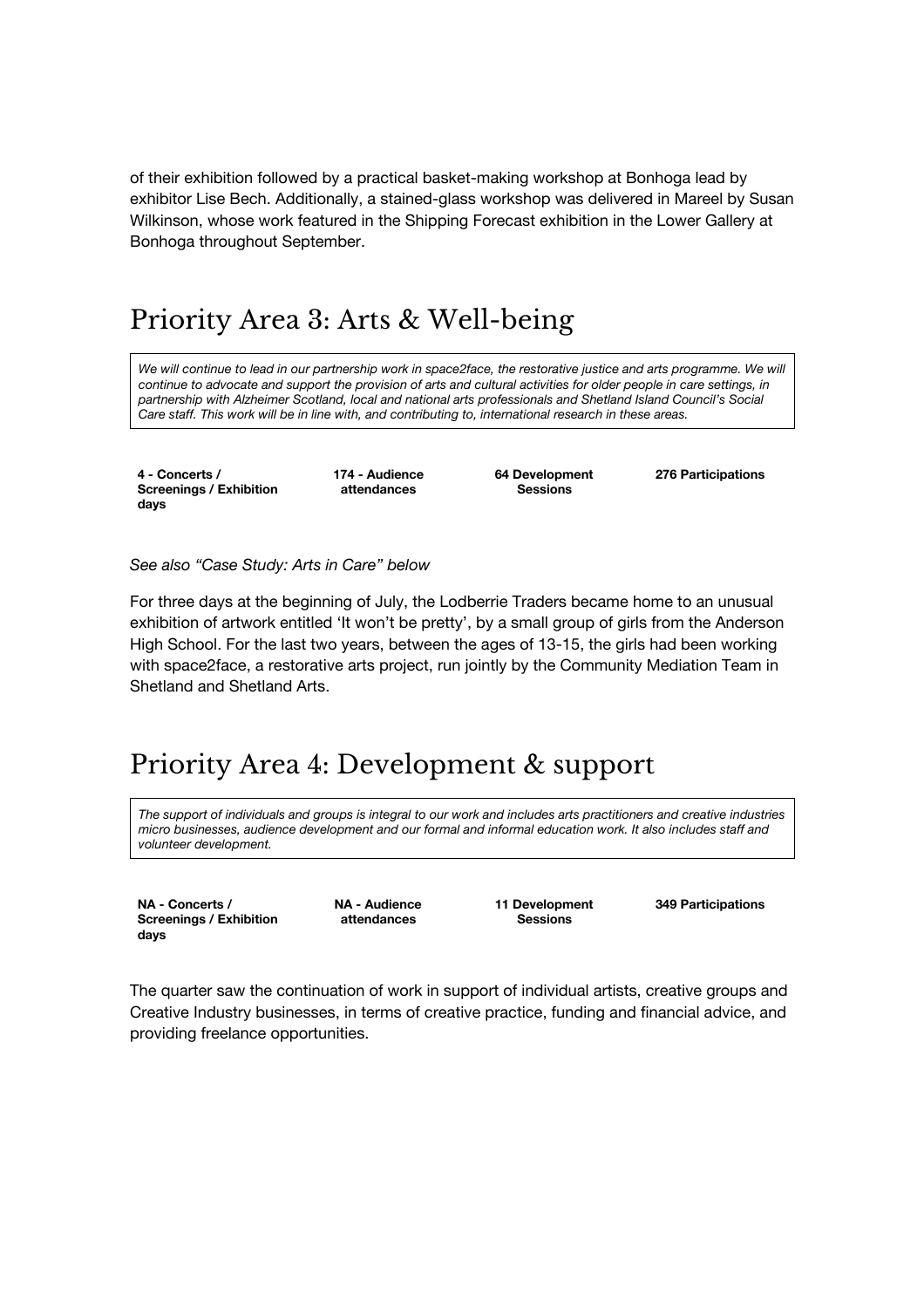of their exhibition followed by a practical basket-making workshop at Bonhoga lead by exhibitor Lise Bech. Additionally, a stained-glass workshop was delivered in Mareel by Susan Wilkinson, whose work featured in the Shipping Forecast exhibition in the Lower Gallery at Bonhoga throughout September.

## Priority Area 3: Arts & Well-being

*We will continue to lead in our partnership work in space2face, the restorative justice and arts programme. We will continue to advocate and support the provision of arts and cultural activities for older people in care settings, in partnership with Alzheimer Scotland, local and national arts professionals and Shetland Island Council's Social Care staff. This work will be in line with, and contributing to, international research in these areas.*

| 4 - Concerts / Screenings / Exhibition days | 174 - Audience attendances | 64 Development Sessions | 276 Participations |
|---|---|---|---|

*See also "Case Study: Arts in Care" below*

For three days at the beginning of July, the Lodberrie Traders became home to an unusual exhibition of artwork entitled 'It won't be pretty', by a small group of girls from the Anderson High School. For the last two years, between the ages of 13-15, the girls had been working with space2face, a restorative arts project, run jointly by the Community Mediation Team in Shetland and Shetland Arts.

## Priority Area 4: Development & support

*The support of individuals and groups is integral to our work and includes arts practitioners and creative industries micro businesses, audience development and our formal and informal education work. It also includes staff and volunteer development.*

| NA - Concerts / Screenings / Exhibition days | NA - Audience attendances | 11 Development Sessions | 349 Participations |
|---|---|---|---|

The quarter saw the continuation of work in support of individual artists, creative groups and Creative Industry businesses, in terms of creative practice, funding and financial advice, and providing freelance opportunities.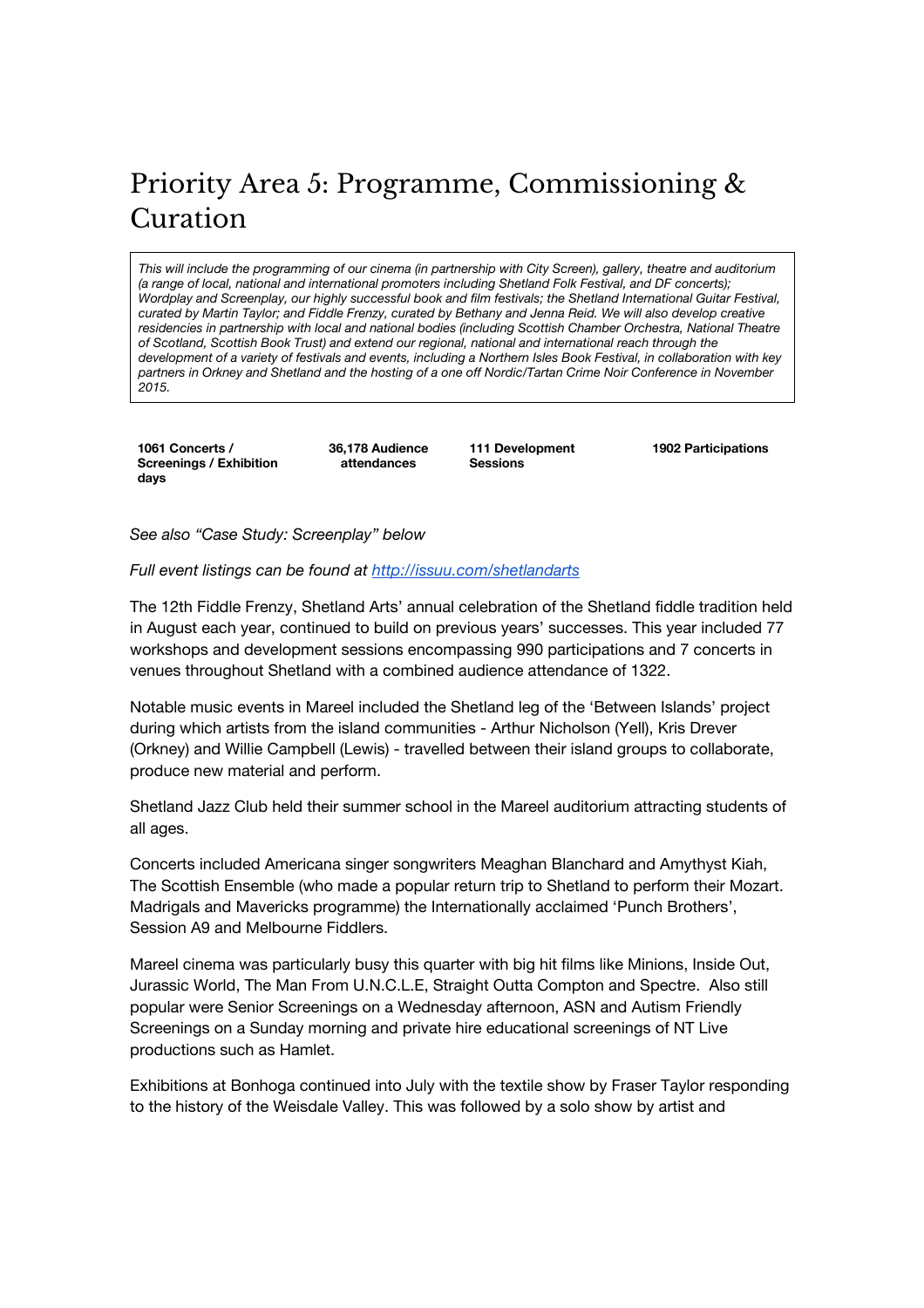# Priority Area 5: Programme, Commissioning & Curation

*This will include the programming of our cinema (in partnership with City Screen), gallery, theatre and auditorium (a range of local, national and international promoters including Shetland Folk Festival, and DF concerts); Wordplay and Screenplay, our highly successful book and film festivals; the Shetland International Guitar Festival, curated by Martin Taylor; and Fiddle Frenzy, curated by Bethany and Jenna Reid. We will also develop creative residencies in partnership with local and national bodies (including Scottish Chamber Orchestra, National Theatre of Scotland, Scottish Book Trust) and extend our regional, national and international reach through the development of a variety of festivals and events, including a Northern Isles Book Festival, in collaboration with key partners in Orkney and Shetland and the hosting of a one off Nordic/Tartan Crime Noir Conference in November 2015.*

| **1061 Concerts / Screenings / Exhibition days** | **36,178 Audience attendances** | **111 Development Sessions** | **1902 Participations** |
|---|---|---|---|

*See also "Case Study: Screenplay" below*

*Full event listings can be found at [http://issuu.com/shetlandarts](http://issuu.com/shetlandarts)*

The 12th Fiddle Frenzy, Shetland Arts' annual celebration of the Shetland fiddle tradition held in August each year, continued to build on previous years' successes. This year included 77 workshops and development sessions encompassing 990 participations and 7 concerts in venues throughout Shetland with a combined audience attendance of 1322.

Notable music events in Mareel included the Shetland leg of the 'Between Islands' project during which artists from the island communities - Arthur Nicholson (Yell), Kris Drever (Orkney) and Willie Campbell (Lewis) - travelled between their island groups to collaborate, produce new material and perform.

Shetland Jazz Club held their summer school in the Mareel auditorium attracting students of all ages.

Concerts included Americana singer songwriters Meaghan Blanchard and Amythyst Kiah, The Scottish Ensemble (who made a popular return trip to Shetland to perform their Mozart. Madrigals and Mavericks programme) the Internationally acclaimed 'Punch Brothers', Session A9 and Melbourne Fiddlers.

Mareel cinema was particularly busy this quarter with big hit films like Minions, Inside Out, Jurassic World, The Man From U.N.C.L.E, Straight Outta Compton and Spectre. Also still popular were Senior Screenings on a Wednesday afternoon, ASN and Autism Friendly Screenings on a Sunday morning and private hire educational screenings of NT Live productions such as Hamlet.

Exhibitions at Bonhoga continued into July with the textile show by Fraser Taylor responding to the history of the Weisdale Valley. This was followed by a solo show by artist and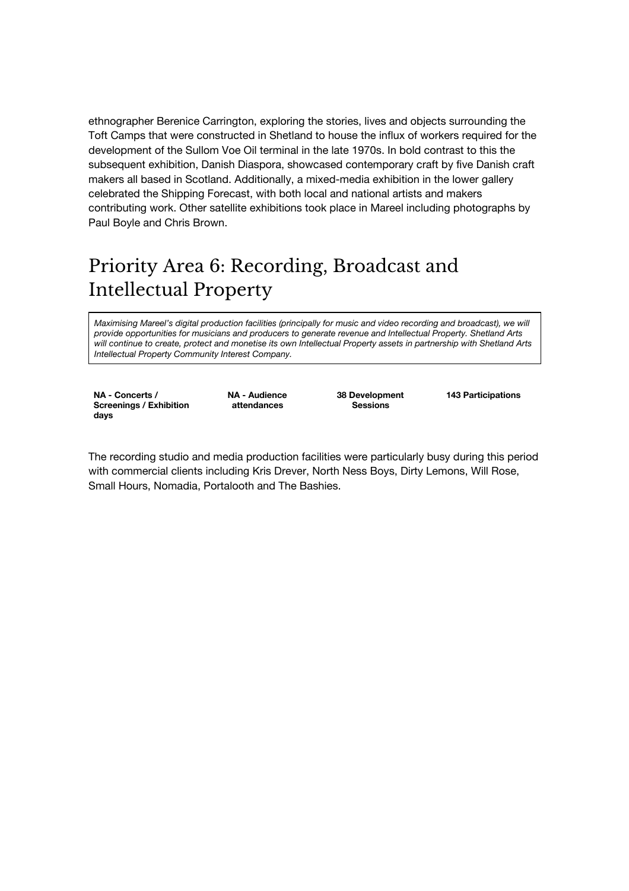ethnographer Berenice Carrington, exploring the stories, lives and objects surrounding the Toft Camps that were constructed in Shetland to house the influx of workers required for the development of the Sullom Voe Oil terminal in the late 1970s. In bold contrast to this the subsequent exhibition, Danish Diaspora, showcased contemporary craft by five Danish craft makers all based in Scotland. Additionally, a mixed-media exhibition in the lower gallery celebrated the Shipping Forecast, with both local and national artists and makers contributing work. Other satellite exhibitions took place in Mareel including photographs by Paul Boyle and Chris Brown.

## Priority Area 6: Recording, Broadcast and Intellectual Property

*Maximising Mareel's digital production facilities (principally for music and video recording and broadcast), we will provide opportunities for musicians and producers to generate revenue and Intellectual Property. Shetland Arts will continue to create, protect and monetise its own Intellectual Property assets in partnership with Shetland Arts Intellectual Property Community Interest Company.*

| NA - Concerts / Screenings / Exhibition days | NA - Audience attendances | 38 Development Sessions | 143 Participations |
|---|---|---|---|

The recording studio and media production facilities were particularly busy during this period with commercial clients including Kris Drever, North Ness Boys, Dirty Lemons, Will Rose, Small Hours, Nomadia, Portalooth and The Bashies.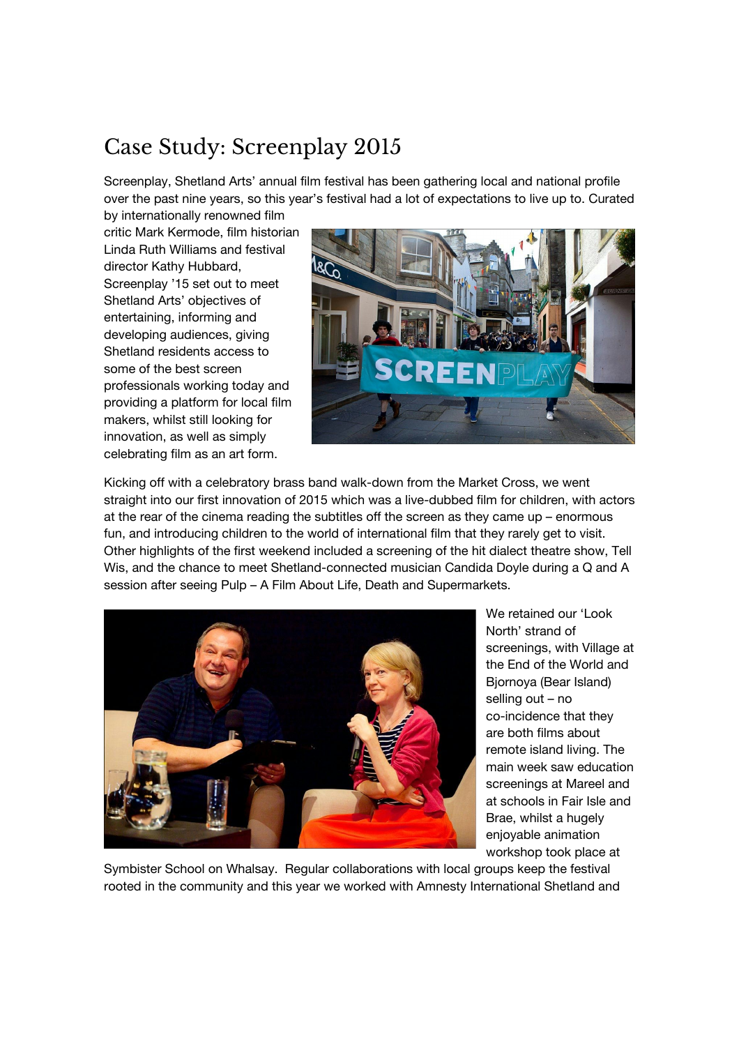# Case Study: Screenplay 2015

Screenplay, Shetland Arts' annual film festival has been gathering local and national profile over the past nine years, so this year's festival had a lot of expectations to live up to. Curated by internationally renowned film critic Mark Kermode, film historian Linda Ruth Williams and festival director Kathy Hubbard, Screenplay '15 set out to meet Shetland Arts' objectives of entertaining, informing and developing audiences, giving Shetland residents access to some of the best screen professionals working today and providing a platform for local film makers, whilst still looking for innovation, as well as simply celebrating film as an art form.

Kicking off with a celebratory brass band walk-down from the Market Cross, we went straight into our first innovation of 2015 which was a live-dubbed film for children, with actors at the rear of the cinema reading the subtitles off the screen as they came up – enormous fun, and introducing children to the world of international film that they rarely get to visit. Other highlights of the first weekend included a screening of the hit dialect theatre show, Tell Wis, and the chance to meet Shetland-connected musician Candida Doyle during a Q and A session after seeing Pulp – A Film About Life, Death and Supermarkets.

We retained our 'Look North' strand of screenings, with Village at the End of the World and Bjornoya (Bear Island) selling out – no co-incidence that they are both films about remote island living. The main week saw education screenings at Mareel and at schools in Fair Isle and Brae, whilst a hugely enjoyable animation workshop took place at Symbister School on Whalsay. Regular collaborations with local groups keep the festival rooted in the community and this year we worked with Amnesty International Shetland and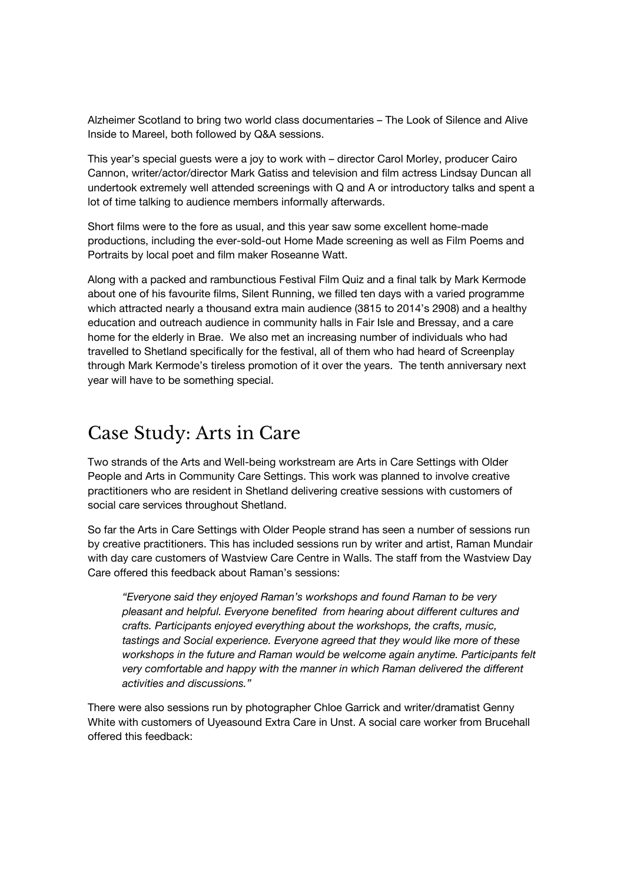Alzheimer Scotland to bring two world class documentaries – The Look of Silence and Alive Inside to Mareel, both followed by Q&A sessions.

This year's special guests were a joy to work with – director Carol Morley, producer Cairo Cannon, writer/actor/director Mark Gatiss and television and film actress Lindsay Duncan all undertook extremely well attended screenings with Q and A or introductory talks and spent a lot of time talking to audience members informally afterwards.

Short films were to the fore as usual, and this year saw some excellent home-made productions, including the ever-sold-out Home Made screening as well as Film Poems and Portraits by local poet and film maker Roseanne Watt.

Along with a packed and rambunctious Festival Film Quiz and a final talk by Mark Kermode about one of his favourite films, Silent Running, we filled ten days with a varied programme which attracted nearly a thousand extra main audience (3815 to 2014's 2908) and a healthy education and outreach audience in community halls in Fair Isle and Bressay, and a care home for the elderly in Brae. We also met an increasing number of individuals who had travelled to Shetland specifically for the festival, all of them who had heard of Screenplay through Mark Kermode's tireless promotion of it over the years. The tenth anniversary next year will have to be something special.

## Case Study: Arts in Care

Two strands of the Arts and Well-being workstream are Arts in Care Settings with Older People and Arts in Community Care Settings. This work was planned to involve creative practitioners who are resident in Shetland delivering creative sessions with customers of social care services throughout Shetland.

So far the Arts in Care Settings with Older People strand has seen a number of sessions run by creative practitioners. This has included sessions run by writer and artist, Raman Mundair with day care customers of Wastview Care Centre in Walls. The staff from the Wastview Day Care offered this feedback about Raman's sessions:

> *"Everyone said they enjoyed Raman's workshops and found Raman to be very pleasant and helpful. Everyone benefited from hearing about different cultures and crafts. Participants enjoyed everything about the workshops, the crafts, music, tastings and Social experience. Everyone agreed that they would like more of these workshops in the future and Raman would be welcome again anytime. Participants felt very comfortable and happy with the manner in which Raman delivered the different activities and discussions."*

There were also sessions run by photographer Chloe Garrick and writer/dramatist Genny White with customers of Uyeasound Extra Care in Unst. A social care worker from Brucehall offered this feedback: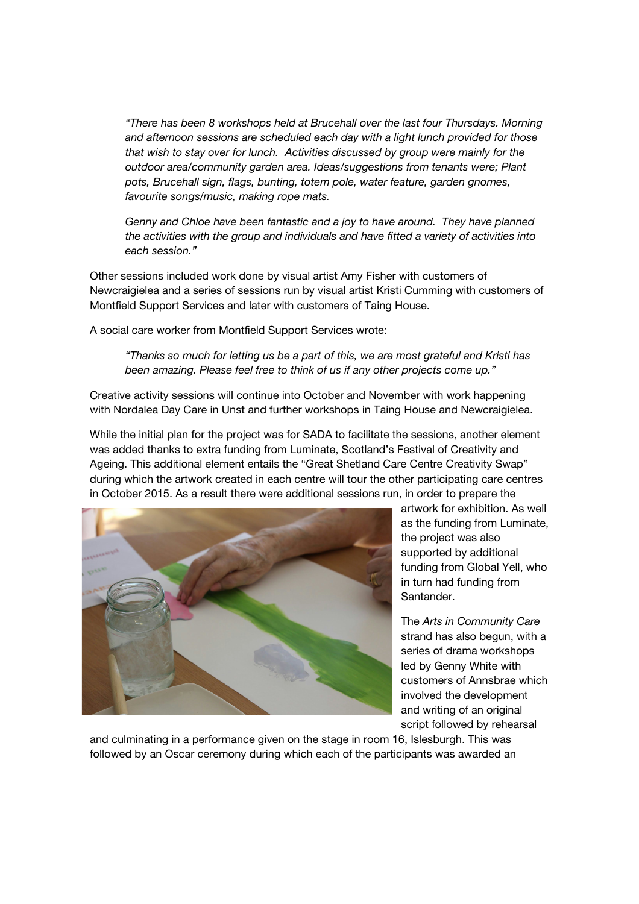*"There has been 8 workshops held at Brucehall over the last four Thursdays. Morning and afternoon sessions are scheduled each day with a light lunch provided for those that wish to stay over for lunch. Activities discussed by group were mainly for the outdoor area/community garden area. Ideas/suggestions from tenants were; Plant pots, Brucehall sign, flags, bunting, totem pole, water feature, garden gnomes, favourite songs/music, making rope mats.*

*Genny and Chloe have been fantastic and a joy to have around. They have planned the activities with the group and individuals and have fitted a variety of activities into each session."*

Other sessions included work done by visual artist Amy Fisher with customers of Newcraigielea and a series of sessions run by visual artist Kristi Cumming with customers of Montfield Support Services and later with customers of Taing House.

A social care worker from Montfield Support Services wrote:

*"Thanks so much for letting us be a part of this, we are most grateful and Kristi has been amazing. Please feel free to think of us if any other projects come up."*

Creative activity sessions will continue into October and November with work happening with Nordalea Day Care in Unst and further workshops in Taing House and Newcraigielea.

While the initial plan for the project was for SADA to facilitate the sessions, another element was added thanks to extra funding from Luminate, Scotland's Festival of Creativity and Ageing. This additional element entails the "Great Shetland Care Centre Creativity Swap" during which the artwork created in each centre will tour the other participating care centres in October 2015. As a result there were additional sessions run, in order to prepare the artwork for exhibition. As well as the funding from Luminate, the project was also supported by additional funding from Global Yell, who in turn had funding from Santander.

The *Arts in Community Care* strand has also begun, with a series of drama workshops led by Genny White with customers of Annsbrae which involved the development and writing of an original script followed by rehearsal and culminating in a performance given on the stage in room 16, Islesburgh. This was followed by an Oscar ceremony during which each of the participants was awarded an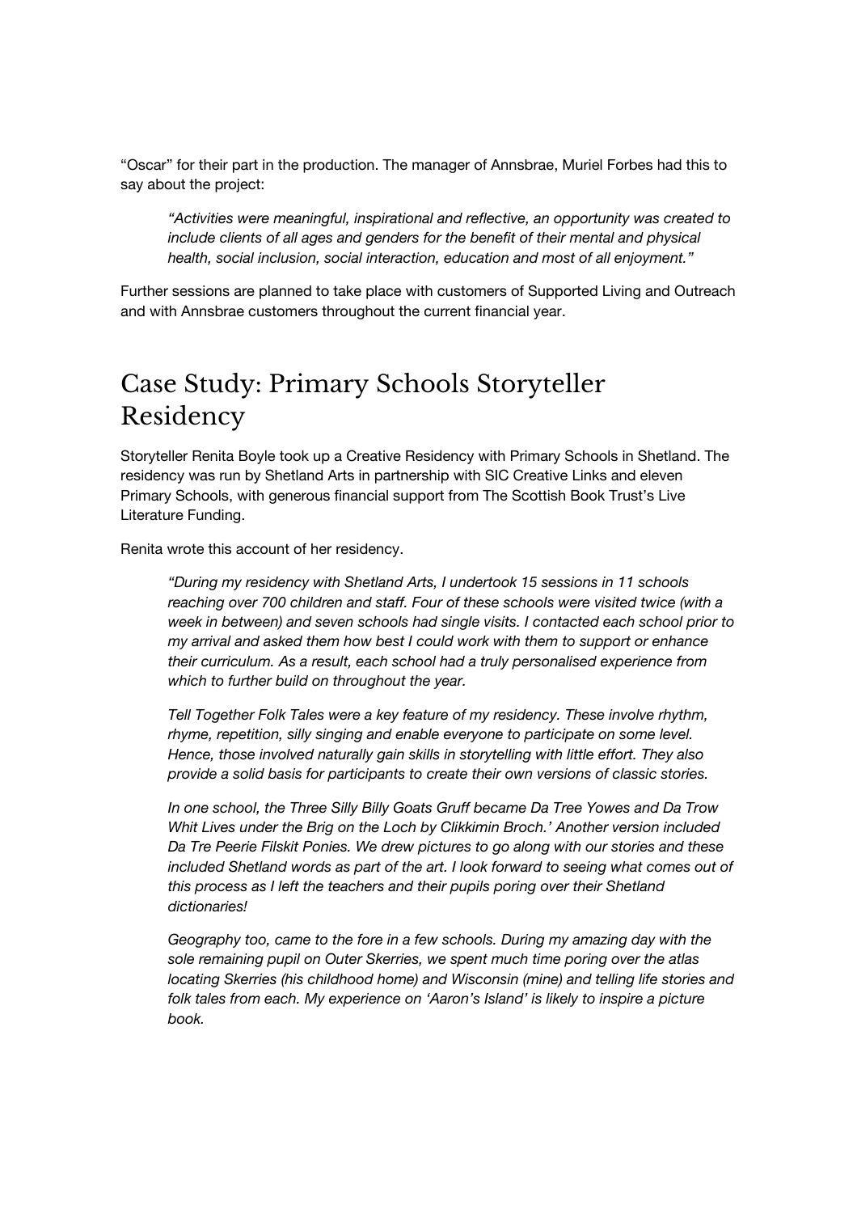"Oscar" for their part in the production. The manager of Annsbrae, Muriel Forbes had this to say about the project:

> *"Activities were meaningful, inspirational and reflective, an opportunity was created to include clients of all ages and genders for the benefit of their mental and physical health, social inclusion, social interaction, education and most of all enjoyment."*

Further sessions are planned to take place with customers of Supported Living and Outreach and with Annsbrae customers throughout the current financial year.

## Case Study: Primary Schools Storyteller Residency

Storyteller Renita Boyle took up a Creative Residency with Primary Schools in Shetland. The residency was run by Shetland Arts in partnership with SIC Creative Links and eleven Primary Schools, with generous financial support from The Scottish Book Trust's Live Literature Funding.

Renita wrote this account of her residency.

> *"During my residency with Shetland Arts, I undertook 15 sessions in 11 schools reaching over 700 children and staff. Four of these schools were visited twice (with a week in between) and seven schools had single visits. I contacted each school prior to my arrival and asked them how best I could work with them to support or enhance their curriculum. As a result, each school had a truly personalised experience from which to further build on throughout the year.*
>
> *Tell Together Folk Tales were a key feature of my residency. These involve rhythm, rhyme, repetition, silly singing and enable everyone to participate on some level. Hence, those involved naturally gain skills in storytelling with little effort. They also provide a solid basis for participants to create their own versions of classic stories.*
>
> *In one school, the Three Silly Billy Goats Gruff became Da Tree Yowes and Da Trow Whit Lives under the Brig on the Loch by Clikkimin Broch.' Another version included Da Tre Peerie Filskit Ponies. We drew pictures to go along with our stories and these included Shetland words as part of the art. I look forward to seeing what comes out of this process as I left the teachers and their pupils poring over their Shetland dictionaries!*
>
> *Geography too, came to the fore in a few schools. During my amazing day with the sole remaining pupil on Outer Skerries, we spent much time poring over the atlas locating Skerries (his childhood home) and Wisconsin (mine) and telling life stories and folk tales from each. My experience on 'Aaron's Island' is likely to inspire a picture book.*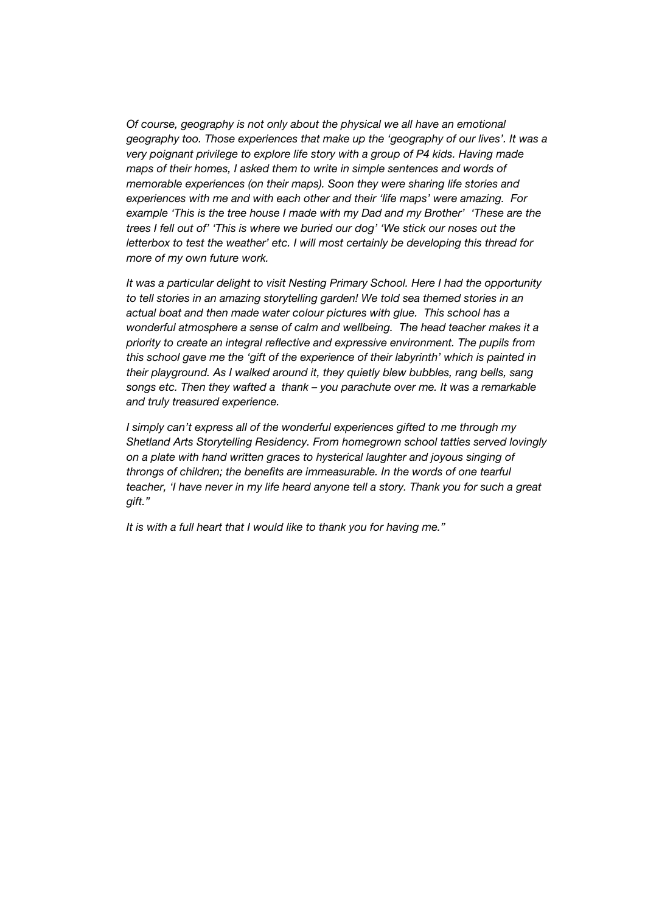*Of course, geography is not only about the physical we all have an emotional geography too. Those experiences that make up the 'geography of our lives'. It was a very poignant privilege to explore life story with a group of P4 kids. Having made maps of their homes, I asked them to write in simple sentences and words of memorable experiences (on their maps). Soon they were sharing life stories and experiences with me and with each other and their 'life maps' were amazing. For example 'This is the tree house I made with my Dad and my Brother' 'These are the trees I fell out of' 'This is where we buried our dog' 'We stick our noses out the letterbox to test the weather' etc. I will most certainly be developing this thread for more of my own future work.*

*It was a particular delight to visit Nesting Primary School. Here I had the opportunity to tell stories in an amazing storytelling garden! We told sea themed stories in an actual boat and then made water colour pictures with glue. This school has a wonderful atmosphere a sense of calm and wellbeing. The head teacher makes it a priority to create an integral reflective and expressive environment. The pupils from this school gave me the 'gift of the experience of their labyrinth' which is painted in their playground. As I walked around it, they quietly blew bubbles, rang bells, sang songs etc. Then they wafted a thank – you parachute over me. It was a remarkable and truly treasured experience.*

*I simply can't express all of the wonderful experiences gifted to me through my Shetland Arts Storytelling Residency. From homegrown school tatties served lovingly on a plate with hand written graces to hysterical laughter and joyous singing of throngs of children; the benefits are immeasurable. In the words of one tearful teacher, 'I have never in my life heard anyone tell a story. Thank you for such a great gift."*

*It is with a full heart that I would like to thank you for having me."*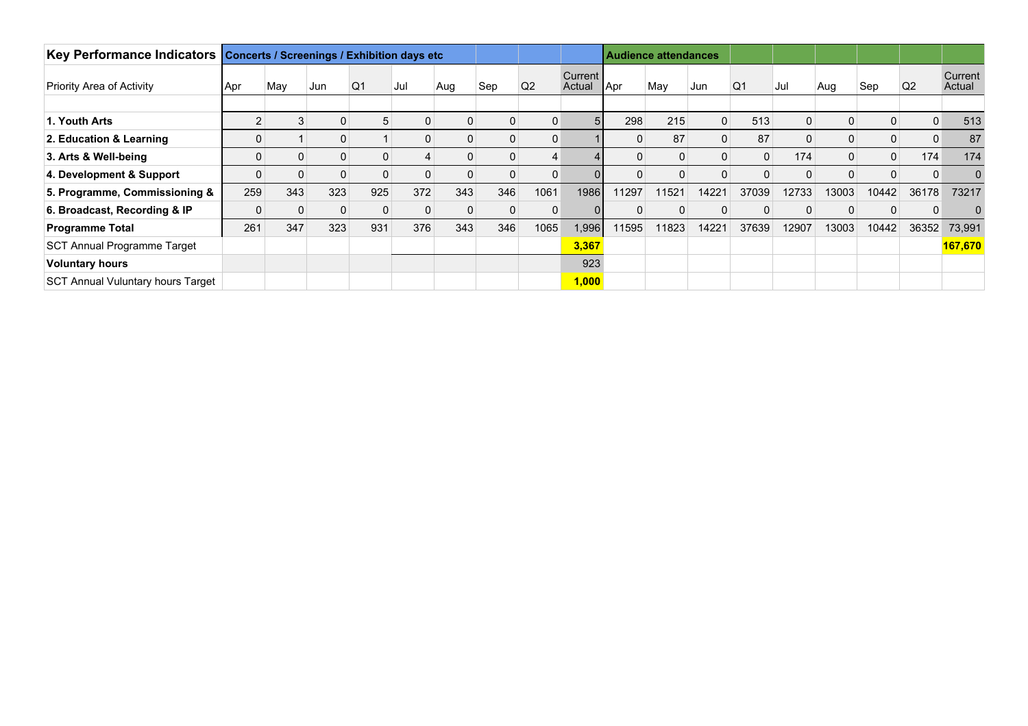| Key Performance Indicators | Concerts / Screenings / Exhibition days etc | | | | | | | | | Audience attendances | | | | | | | | |
|---|---|---|---|---|---|---|---|---|---|---|---|---|---|---|---|---|---|---|
| Priority Area of Activity | Apr | May | Jun | Q1 | Jul | Aug | Sep | Q2 | Current Actual | Apr | May | Jun | Q1 | Jul | Aug | Sep | Q2 | Current Actual |
| | | | | | | | | | | | | | | | | | | |
| **1. Youth Arts** | 2 | 3 | 0 | 5 | 0 | 0 | 0 | 0 | 5 | 298 | 215 | 0 | 513 | 0 | 0 | 0 | 0 | 513 |
| **2. Education & Learning** | 0 | 1 | 0 | 1 | 0 | 0 | 0 | 0 | 1 | 0 | 87 | 0 | 87 | 0 | 0 | 0 | 0 | 87 |
| **3. Arts & Well-being** | 0 | 0 | 0 | 0 | 4 | 0 | 0 | 4 | 4 | 0 | 0 | 0 | 0 | 174 | 0 | 0 | 174 | 174 |
| **4. Development & Support** | 0 | 0 | 0 | 0 | 0 | 0 | 0 | 0 | 0 | 0 | 0 | 0 | 0 | 0 | 0 | 0 | 0 | 0 |
| **5. Programme, Commissioning &** | 259 | 343 | 323 | 925 | 372 | 343 | 346 | 1061 | 1986 | 11297 | 11521 | 14221 | 37039 | 12733 | 13003 | 10442 | 36178 | 73217 |
| **6. Broadcast, Recording & IP** | 0 | 0 | 0 | 0 | 0 | 0 | 0 | 0 | 0 | 0 | 0 | 0 | 0 | 0 | 0 | 0 | 0 | 0 |
| **Programme Total** | 261 | 347 | 323 | 931 | 376 | 343 | 346 | 1065 | 1,996 | 11595 | 11823 | 14221 | 37639 | 12907 | 13003 | 10442 | 36352 | 73,991 |
| SCT Annual Programme Target | | | | | | | | | **3,367** | | | | | | | | | **167,670** |
| **Voluntary hours** | | | | | | | | | 923 | | | | | | | | | |
| SCT Annual Vuluntary hours Target | | | | | | | | | **1,000** | | | | | | | | | |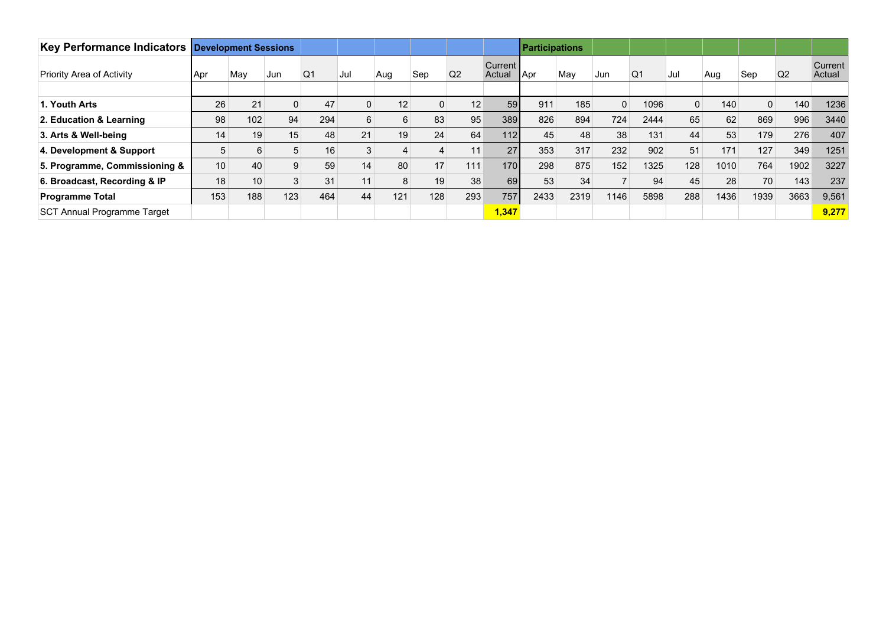| Key Performance Indicators | Development Sessions | | | | | | | | | Participations | | | | | | | | |
|---|---|---|---|---|---|---|---|---|---|---|---|---|---|---|---|---|---|---|
| Priority Area of Activity | Apr | May | Jun | Q1 | Jul | Aug | Sep | Q2 | Current Actual | Apr | May | Jun | Q1 | Jul | Aug | Sep | Q2 | Current Actual |
| | | | | | | | | | | | | | | | | | | |
| **1. Youth Arts** | 26 | 21 | 0 | 47 | 0 | 12 | 0 | 12 | 59 | 911 | 185 | 0 | 1096 | 0 | 140 | 0 | 140 | 1236 |
| **2. Education & Learning** | 98 | 102 | 94 | 294 | 6 | 6 | 83 | 95 | 389 | 826 | 894 | 724 | 2444 | 65 | 62 | 869 | 996 | 3440 |
| **3. Arts & Well-being** | 14 | 19 | 15 | 48 | 21 | 19 | 24 | 64 | 112 | 45 | 48 | 38 | 131 | 44 | 53 | 179 | 276 | 407 |
| **4. Development & Support** | 5 | 6 | 5 | 16 | 3 | 4 | 4 | 11 | 27 | 353 | 317 | 232 | 902 | 51 | 171 | 127 | 349 | 1251 |
| **5. Programme, Commissioning &** | 10 | 40 | 9 | 59 | 14 | 80 | 17 | 111 | 170 | 298 | 875 | 152 | 1325 | 128 | 1010 | 764 | 1902 | 3227 |
| **6. Broadcast, Recording & IP** | 18 | 10 | 3 | 31 | 11 | 8 | 19 | 38 | 69 | 53 | 34 | 7 | 94 | 45 | 28 | 70 | 143 | 237 |
| **Programme Total** | 153 | 188 | 123 | 464 | 44 | 121 | 128 | 293 | 757 | 2433 | 2319 | 1146 | 5898 | 288 | 1436 | 1939 | 3663 | 9,561 |
| SCT Annual Programme Target | | | | | | | | | **1,347** | | | | | | | | | **9,277** |